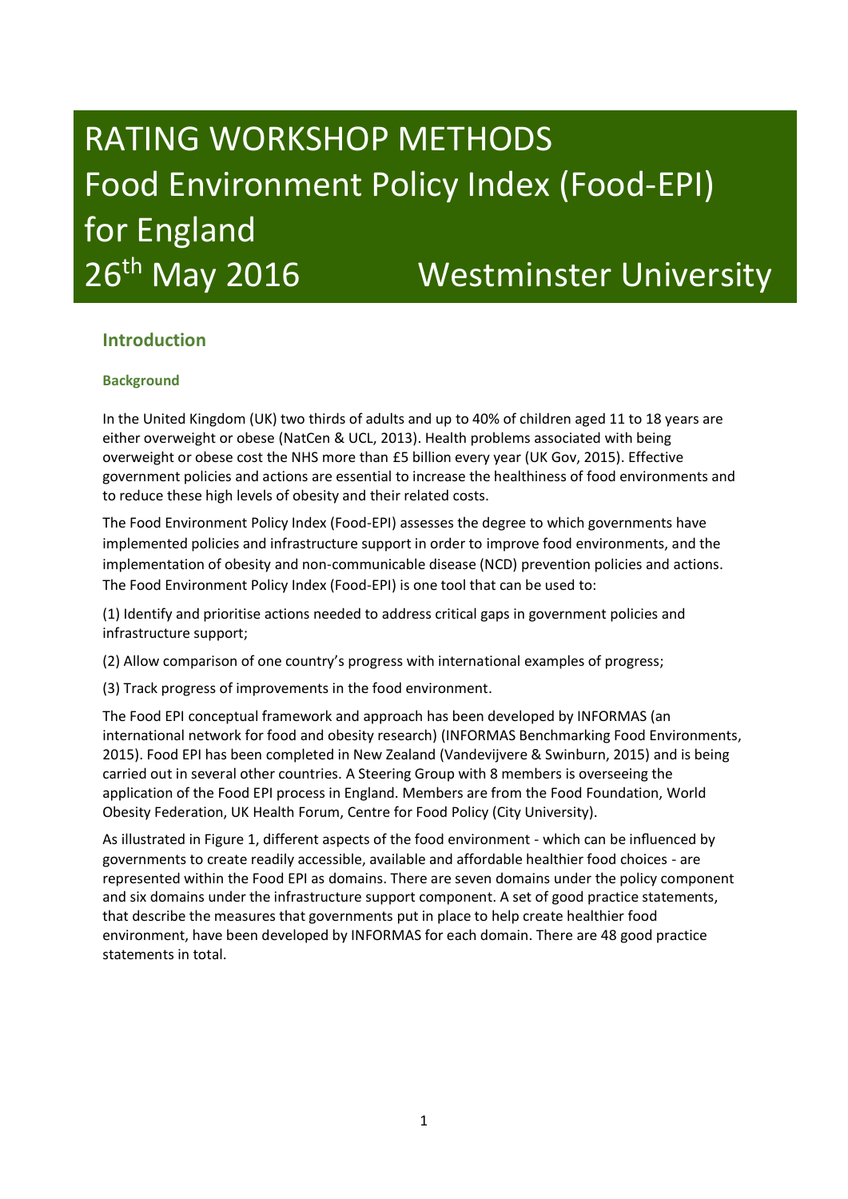# RATING WORKSHOP METHODS
# Food Environment Policy Index (Food-EPI) for England
# 26th May 2016 Westminster University

## Introduction

### Background

In the United Kingdom (UK) two thirds of adults and up to 40% of children aged 11 to 18 years are either overweight or obese (NatCen & UCL, 2013). Health problems associated with being overweight or obese cost the NHS more than £5 billion every year (UK Gov, 2015). Effective government policies and actions are essential to increase the healthiness of food environments and to reduce these high levels of obesity and their related costs.

The Food Environment Policy Index (Food-EPI) assesses the degree to which governments have implemented policies and infrastructure support in order to improve food environments, and the implementation of obesity and non-communicable disease (NCD) prevention policies and actions. The Food Environment Policy Index (Food-EPI) is one tool that can be used to:

(1) Identify and prioritise actions needed to address critical gaps in government policies and infrastructure support;

(2) Allow comparison of one country's progress with international examples of progress;

(3) Track progress of improvements in the food environment.

The Food EPI conceptual framework and approach has been developed by INFORMAS (an international network for food and obesity research) (INFORMAS Benchmarking Food Environments, 2015). Food EPI has been completed in New Zealand (Vandevijvere & Swinburn, 2015) and is being carried out in several other countries. A Steering Group with 8 members is overseeing the application of the Food EPI process in England. Members are from the Food Foundation, World Obesity Federation, UK Health Forum, Centre for Food Policy (City University).

As illustrated in Figure 1, different aspects of the food environment - which can be influenced by governments to create readily accessible, available and affordable healthier food choices - are represented within the Food EPI as domains. There are seven domains under the policy component and six domains under the infrastructure support component. A set of good practice statements, that describe the measures that governments put in place to help create healthier food environment, have been developed by INFORMAS for each domain. There are 48 good practice statements in total.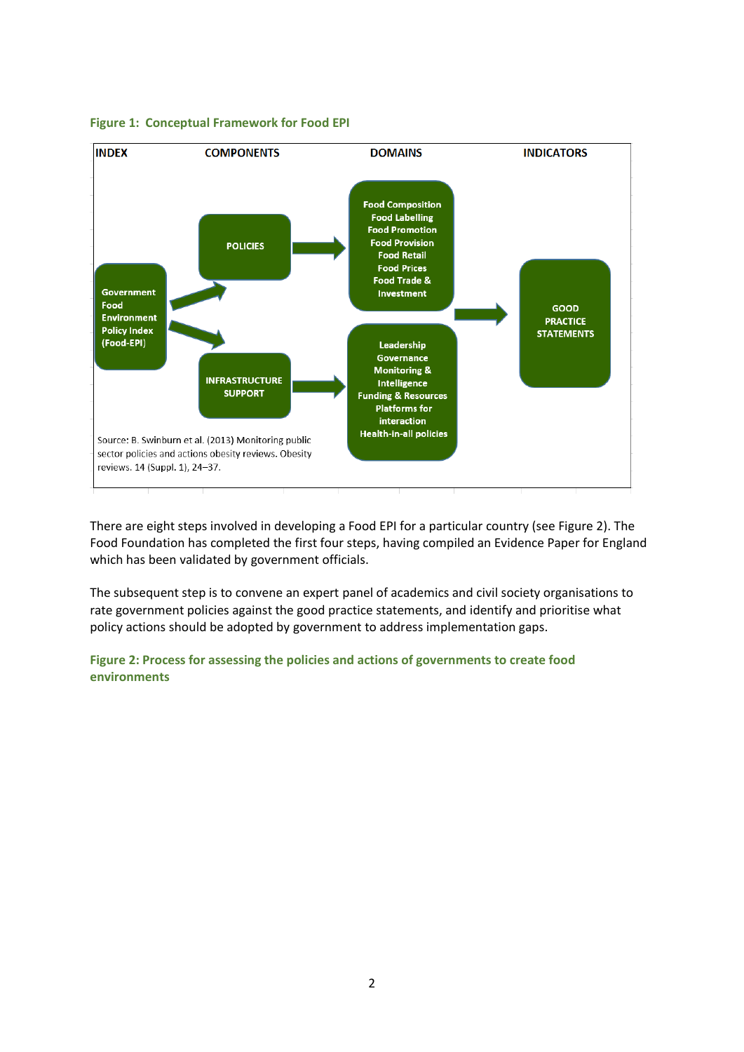**Figure 1: Conceptual Framework for Food EPI**

| INDEX | COMPONENTS | DOMAINS | INDICATORS |
| --- | --- | --- | --- |
| Government Food Environment Policy Index (Food-EPI) | POLICIES | Food Composition, Food Labelling, Food Promotion, Food Provision, Food Retail, Food Prices, Food Trade & Investment | GOOD PRACTICE STATEMENTS |
| | INFRASTRUCTURE SUPPORT | Leadership, Governance, Monitoring & Intelligence, Funding & Resources, Platforms for interaction, Health-in-all policies | |

Source: B. Swinburn et al. (2013) Monitoring public sector policies and actions obesity reviews. Obesity reviews. 14 (Suppl. 1), 24–37.

There are eight steps involved in developing a Food EPI for a particular country (see Figure 2). The Food Foundation has completed the first four steps, having compiled an Evidence Paper for England which has been validated by government officials.

The subsequent step is to convene an expert panel of academics and civil society organisations to rate government policies against the good practice statements, and identify and prioritise what policy actions should be adopted by government to address implementation gaps.

**Figure 2: Process for assessing the policies and actions of governments to create food environments**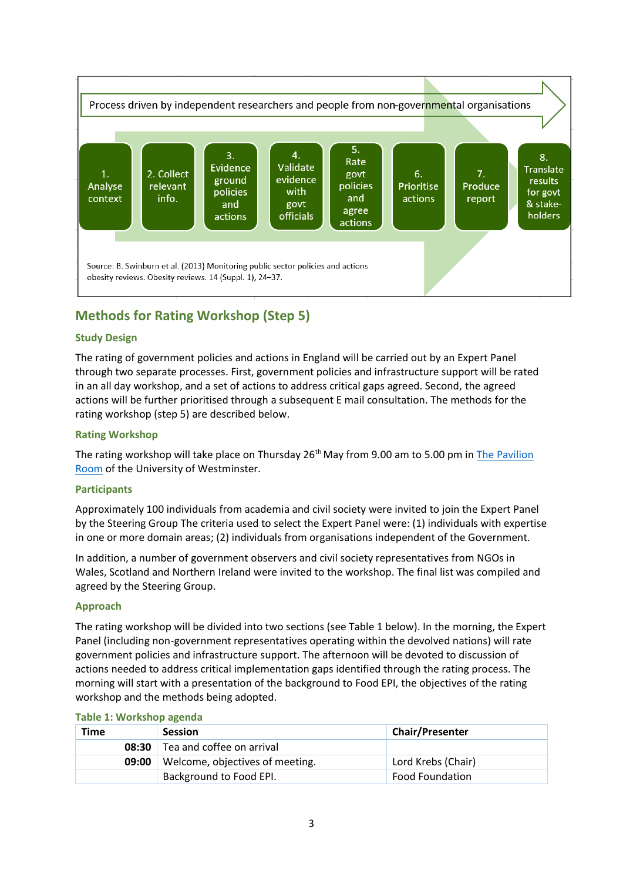Process driven by independent researchers and people from non-governmental organisations

1. Analyse context
2. Collect relevant info.
3. Evidence ground policies and actions
4. Validate evidence with govt officials
5. Rate govt policies and agree actions
6. Prioritise actions
7. Produce report
8. Translate results for govt & stake-holders

Source: B. Swinburn et al. (2013) Monitoring public sector policies and actions obesity reviews. Obesity reviews. 14 (Suppl. 1), 24–37.

## Methods for Rating Workshop (Step 5)

### Study Design

The rating of government policies and actions in England will be carried out by an Expert Panel through two separate processes. First, government policies and infrastructure support will be rated in an all day workshop, and a set of actions to address critical gaps agreed. Second, the agreed actions will be further prioritised through a subsequent E mail consultation. The methods for the rating workshop (step 5) are described below.

### Rating Workshop

The rating workshop will take place on Thursday 26th May from 9.00 am to 5.00 pm in The Pavilion Room of the University of Westminster.

### Participants

Approximately 100 individuals from academia and civil society were invited to join the Expert Panel by the Steering Group The criteria used to select the Expert Panel were: (1) individuals with expertise in one or more domain areas; (2) individuals from organisations independent of the Government.

In addition, a number of government observers and civil society representatives from NGOs in Wales, Scotland and Northern Ireland were invited to the workshop. The final list was compiled and agreed by the Steering Group.

### Approach

The rating workshop will be divided into two sections (see Table 1 below). In the morning, the Expert Panel (including non-government representatives operating within the devolved nations) will rate government policies and infrastructure support. The afternoon will be devoted to discussion of actions needed to address critical implementation gaps identified through the rating process. The morning will start with a presentation of the background to Food EPI, the objectives of the rating workshop and the methods being adopted.

**Table 1: Workshop agenda**

| Time | Session | Chair/Presenter |
|---|---|---|
| 08:30 | Tea and coffee on arrival | |
| 09:00 | Welcome, objectives of meeting. | Lord Krebs (Chair) |
| | Background to Food EPI. | Food Foundation |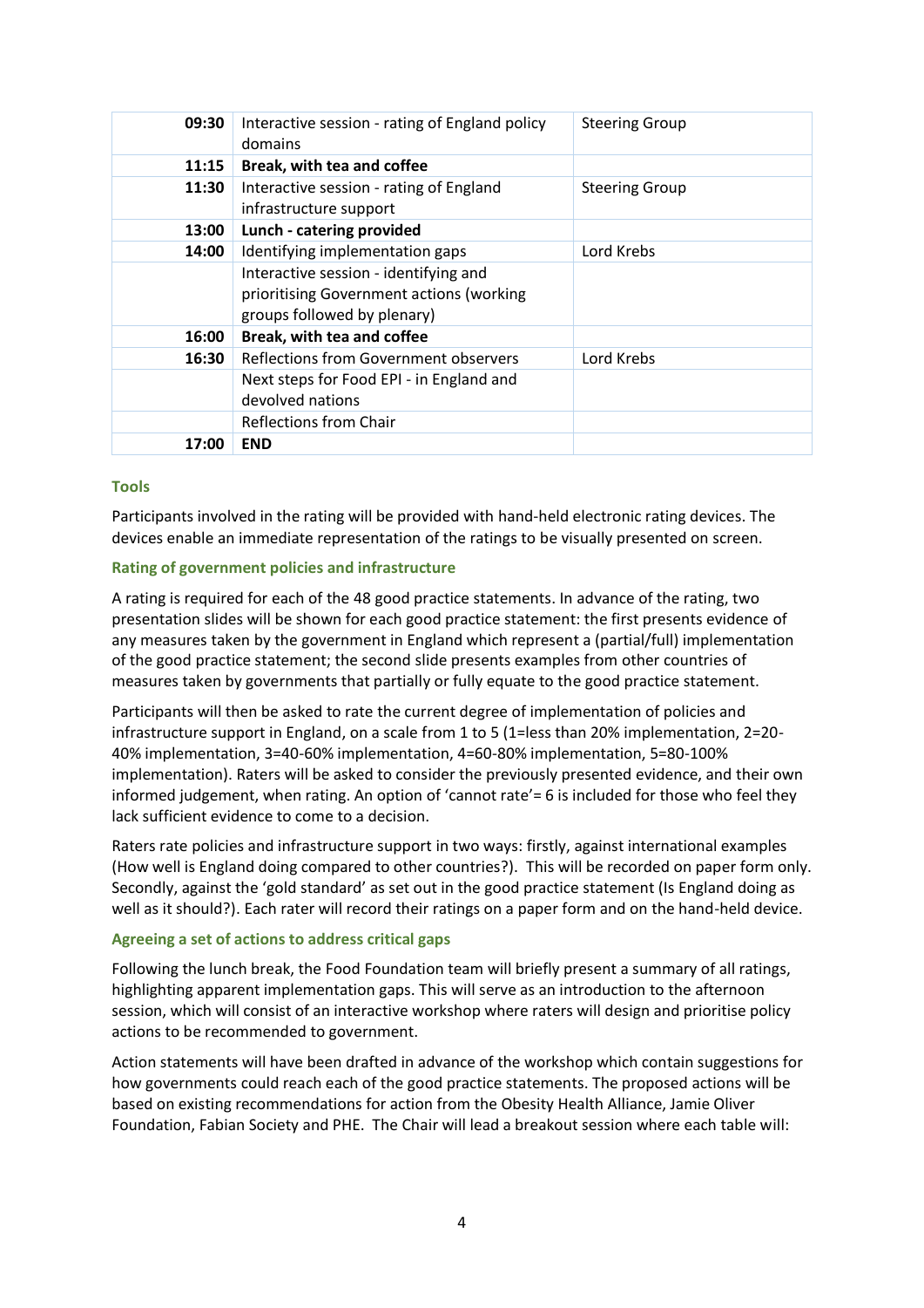| | | |
|---|---|---|
| **09:30** | Interactive session - rating of England policy domains | Steering Group |
| **11:15** | **Break, with tea and coffee** | |
| **11:30** | Interactive session - rating of England infrastructure support | Steering Group |
| **13:00** | **Lunch - catering provided** | |
| **14:00** | Identifying implementation gaps | Lord Krebs |
| | Interactive session - identifying and prioritising Government actions (working groups followed by plenary) | |
| **16:00** | **Break, with tea and coffee** | |
| **16:30** | Reflections from Government observers | Lord Krebs |
| | Next steps for Food EPI - in England and devolved nations | |
| | Reflections from Chair | |
| **17:00** | **END** | |

### Tools

Participants involved in the rating will be provided with hand-held electronic rating devices. The devices enable an immediate representation of the ratings to be visually presented on screen.

### Rating of government policies and infrastructure

A rating is required for each of the 48 good practice statements. In advance of the rating, two presentation slides will be shown for each good practice statement: the first presents evidence of any measures taken by the government in England which represent a (partial/full) implementation of the good practice statement; the second slide presents examples from other countries of measures taken by governments that partially or fully equate to the good practice statement.

Participants will then be asked to rate the current degree of implementation of policies and infrastructure support in England, on a scale from 1 to 5 (1=less than 20% implementation, 2=20-40% implementation, 3=40-60% implementation, 4=60-80% implementation, 5=80-100% implementation). Raters will be asked to consider the previously presented evidence, and their own informed judgement, when rating. An option of 'cannot rate'= 6 is included for those who feel they lack sufficient evidence to come to a decision.

Raters rate policies and infrastructure support in two ways: firstly, against international examples (How well is England doing compared to other countries?). This will be recorded on paper form only. Secondly, against the 'gold standard' as set out in the good practice statement (Is England doing as well as it should?). Each rater will record their ratings on a paper form and on the hand-held device.

### Agreeing a set of actions to address critical gaps

Following the lunch break, the Food Foundation team will briefly present a summary of all ratings, highlighting apparent implementation gaps. This will serve as an introduction to the afternoon session, which will consist of an interactive workshop where raters will design and prioritise policy actions to be recommended to government.

Action statements will have been drafted in advance of the workshop which contain suggestions for how governments could reach each of the good practice statements. The proposed actions will be based on existing recommendations for action from the Obesity Health Alliance, Jamie Oliver Foundation, Fabian Society and PHE. The Chair will lead a breakout session where each table will: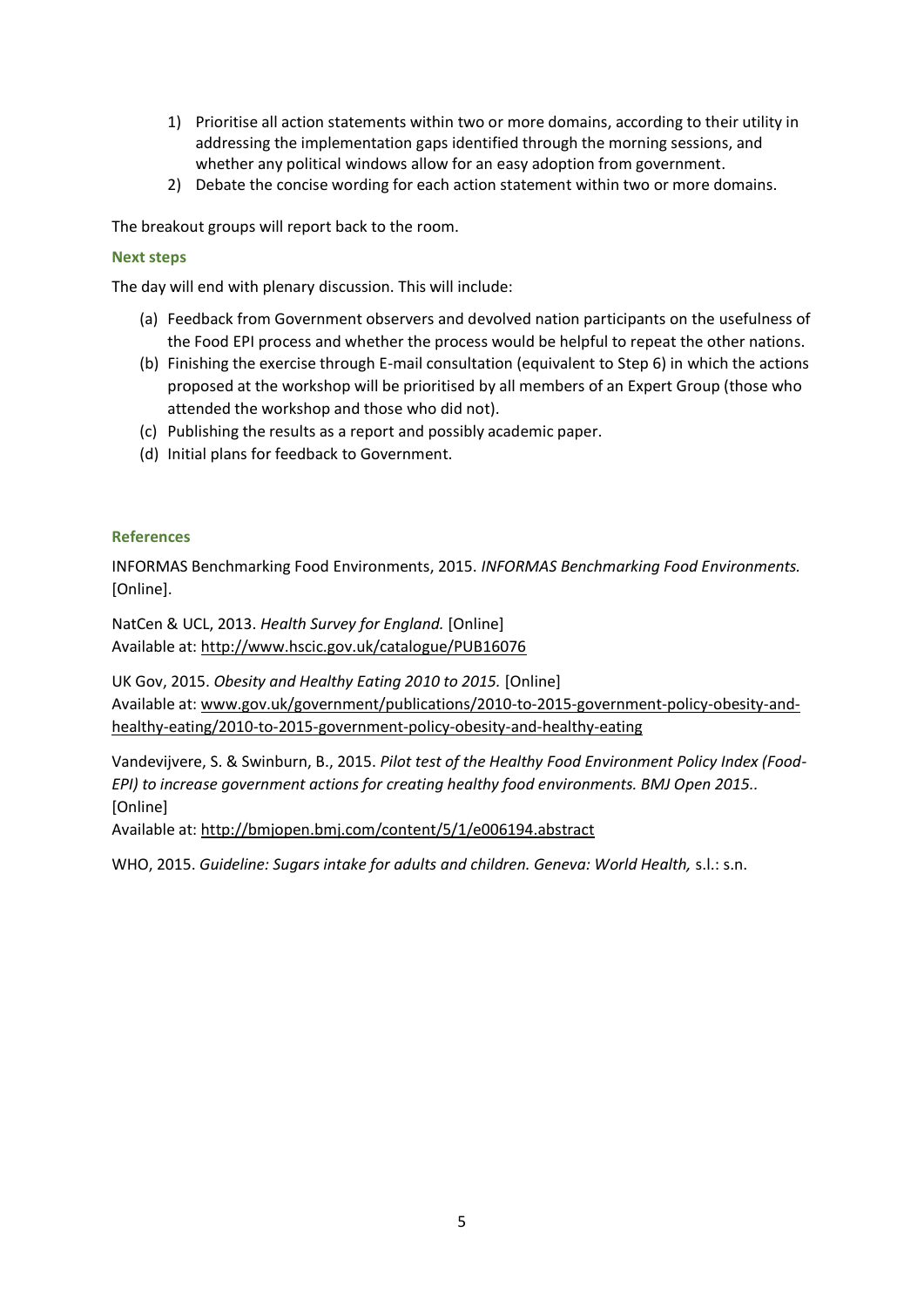1) Prioritise all action statements within two or more domains, according to their utility in addressing the implementation gaps identified through the morning sessions, and whether any political windows allow for an easy adoption from government.
2) Debate the concise wording for each action statement within two or more domains.

The breakout groups will report back to the room.

### Next steps

The day will end with plenary discussion. This will include:

(a) Feedback from Government observers and devolved nation participants on the usefulness of the Food EPI process and whether the process would be helpful to repeat the other nations.
(b) Finishing the exercise through E-mail consultation (equivalent to Step 6) in which the actions proposed at the workshop will be prioritised by all members of an Expert Group (those who attended the workshop and those who did not).
(c) Publishing the results as a report and possibly academic paper.
(d) Initial plans for feedback to Government.

### References

INFORMAS Benchmarking Food Environments, 2015. *INFORMAS Benchmarking Food Environments.* [Online].

NatCen & UCL, 2013. *Health Survey for England.* [Online]
Available at: http://www.hscic.gov.uk/catalogue/PUB16076

UK Gov, 2015. *Obesity and Healthy Eating 2010 to 2015.* [Online]
Available at: www.gov.uk/government/publications/2010-to-2015-government-policy-obesity-and-healthy-eating/2010-to-2015-government-policy-obesity-and-healthy-eating

Vandevijvere, S. & Swinburn, B., 2015. *Pilot test of the Healthy Food Environment Policy Index (Food-EPI) to increase government actions for creating healthy food environments. BMJ Open 2015..* [Online]
Available at: http://bmjopen.bmj.com/content/5/1/e006194.abstract

WHO, 2015. *Guideline: Sugars intake for adults and children. Geneva: World Health,* s.l.: s.n.